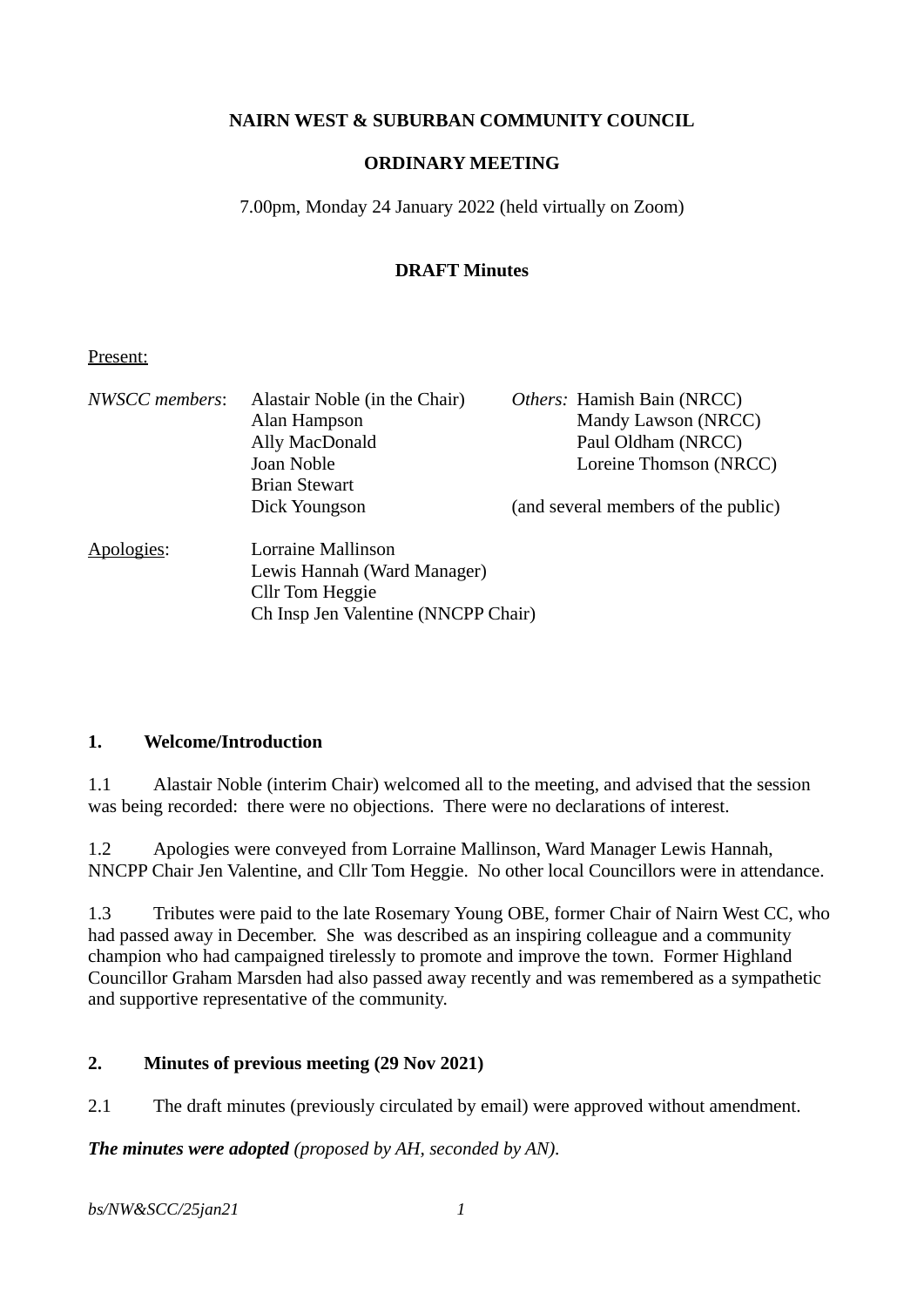**NAIRN WEST & SUBURBAN COMMUNITY COUNCIL**

**ORDINARY MEETING**

7.00pm, Monday 24 January 2022 (held virtually on Zoom)

**DRAFT Minutes**

Present:

| | | |
|---|---|---|
| *NWSCC members*: | Alastair Noble (in the Chair) | *Others:* Hamish Bain (NRCC) |
| | Alan Hampson | Mandy Lawson (NRCC) |
| | Ally MacDonald | Paul Oldham (NRCC) |
| | Joan Noble | Loreine Thomson (NRCC) |
| | Brian Stewart | |
| | Dick Youngson | (and several members of the public) |

Apologies:
Lorraine Mallinson
Lewis Hannah (Ward Manager)
Cllr Tom Heggie
Ch Insp Jen Valentine (NNCPP Chair)

## 1. Welcome/Introduction

1.1 Alastair Noble (interim Chair) welcomed all to the meeting, and advised that the session was being recorded: there were no objections. There were no declarations of interest.

1.2 Apologies were conveyed from Lorraine Mallinson, Ward Manager Lewis Hannah, NNCPP Chair Jen Valentine, and Cllr Tom Heggie. No other local Councillors were in attendance.

1.3 Tributes were paid to the late Rosemary Young OBE, former Chair of Nairn West CC, who had passed away in December. She was described as an inspiring colleague and a community champion who had campaigned tirelessly to promote and improve the town. Former Highland Councillor Graham Marsden had also passed away recently and was remembered as a sympathetic and supportive representative of the community.

## 2. Minutes of previous meeting (29 Nov 2021)

2.1 The draft minutes (previously circulated by email) were approved without amendment.

***The minutes were adopted*** *(proposed by AH, seconded by AN).*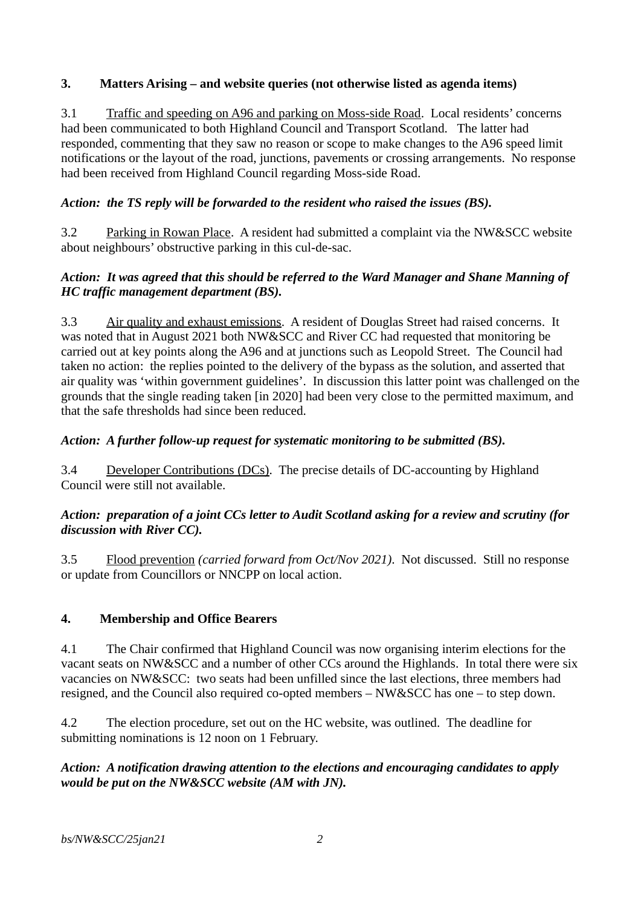## 3. Matters Arising – and website queries (not otherwise listed as agenda items)

3.1 Traffic and speeding on A96 and parking on Moss-side Road. Local residents' concerns had been communicated to both Highland Council and Transport Scotland. The latter had responded, commenting that they saw no reason or scope to make changes to the A96 speed limit notifications or the layout of the road, junctions, pavements or crossing arrangements. No response had been received from Highland Council regarding Moss-side Road.

***Action: the TS reply will be forwarded to the resident who raised the issues (BS).***

3.2 Parking in Rowan Place. A resident had submitted a complaint via the NW&SCC website about neighbours' obstructive parking in this cul-de-sac.

***Action: It was agreed that this should be referred to the Ward Manager and Shane Manning of HC traffic management department (BS).***

3.3 Air quality and exhaust emissions. A resident of Douglas Street had raised concerns. It was noted that in August 2021 both NW&SCC and River CC had requested that monitoring be carried out at key points along the A96 and at junctions such as Leopold Street. The Council had taken no action: the replies pointed to the delivery of the bypass as the solution, and asserted that air quality was 'within government guidelines'. In discussion this latter point was challenged on the grounds that the single reading taken [in 2020] had been very close to the permitted maximum, and that the safe thresholds had since been reduced.

***Action: A further follow-up request for systematic monitoring to be submitted (BS).***

3.4 Developer Contributions (DCs). The precise details of DC-accounting by Highland Council were still not available.

***Action: preparation of a joint CCs letter to Audit Scotland asking for a review and scrutiny (for discussion with River CC).***

3.5 Flood prevention *(carried forward from Oct/Nov 2021)*. Not discussed. Still no response or update from Councillors or NNCPP on local action.

## 4. Membership and Office Bearers

4.1 The Chair confirmed that Highland Council was now organising interim elections for the vacant seats on NW&SCC and a number of other CCs around the Highlands. In total there were six vacancies on NW&SCC: two seats had been unfilled since the last elections, three members had resigned, and the Council also required co-opted members – NW&SCC has one – to step down.

4.2 The election procedure, set out on the HC website, was outlined. The deadline for submitting nominations is 12 noon on 1 February.

***Action: A notification drawing attention to the elections and encouraging candidates to apply would be put on the NW&SCC website (AM with JN).***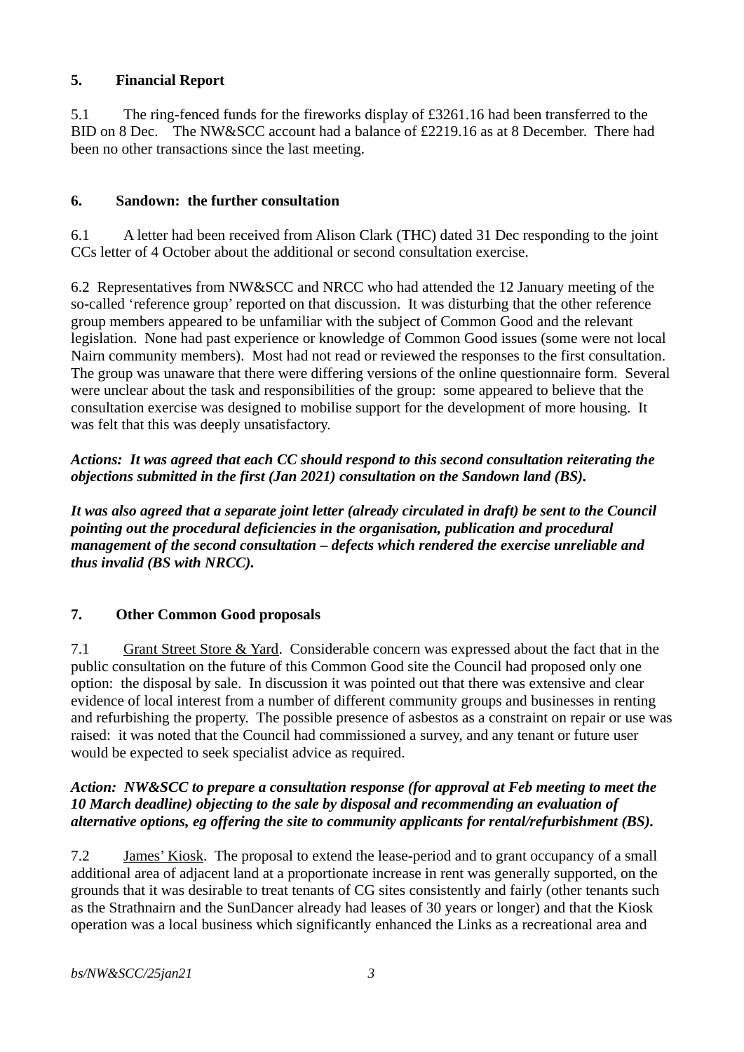## 5. Financial Report

5.1 The ring-fenced funds for the fireworks display of £3261.16 had been transferred to the BID on 8 Dec. The NW&SCC account had a balance of £2219.16 as at 8 December. There had been no other transactions since the last meeting.

## 6. Sandown: the further consultation

6.1 A letter had been received from Alison Clark (THC) dated 31 Dec responding to the joint CCs letter of 4 October about the additional or second consultation exercise.

6.2 Representatives from NW&SCC and NRCC who had attended the 12 January meeting of the so-called 'reference group' reported on that discussion. It was disturbing that the other reference group members appeared to be unfamiliar with the subject of Common Good and the relevant legislation. None had past experience or knowledge of Common Good issues (some were not local Nairn community members). Most had not read or reviewed the responses to the first consultation. The group was unaware that there were differing versions of the online questionnaire form. Several were unclear about the task and responsibilities of the group: some appeared to believe that the consultation exercise was designed to mobilise support for the development of more housing. It was felt that this was deeply unsatisfactory.

***Actions: It was agreed that each CC should respond to this second consultation reiterating the objections submitted in the first (Jan 2021) consultation on the Sandown land (BS).***

***It was also agreed that a separate joint letter (already circulated in draft) be sent to the Council pointing out the procedural deficiencies in the organisation, publication and procedural management of the second consultation – defects which rendered the exercise unreliable and thus invalid (BS with NRCC).***

## 7. Other Common Good proposals

7.1 Grant Street Store & Yard. Considerable concern was expressed about the fact that in the public consultation on the future of this Common Good site the Council had proposed only one option: the disposal by sale. In discussion it was pointed out that there was extensive and clear evidence of local interest from a number of different community groups and businesses in renting and refurbishing the property. The possible presence of asbestos as a constraint on repair or use was raised: it was noted that the Council had commissioned a survey, and any tenant or future user would be expected to seek specialist advice as required.

***Action: NW&SCC to prepare a consultation response (for approval at Feb meeting to meet the 10 March deadline) objecting to the sale by disposal and recommending an evaluation of alternative options, eg offering the site to community applicants for rental/refurbishment (BS).***

7.2 James' Kiosk. The proposal to extend the lease-period and to grant occupancy of a small additional area of adjacent land at a proportionate increase in rent was generally supported, on the grounds that it was desirable to treat tenants of CG sites consistently and fairly (other tenants such as the Strathnairn and the SunDancer already had leases of 30 years or longer) and that the Kiosk operation was a local business which significantly enhanced the Links as a recreational area and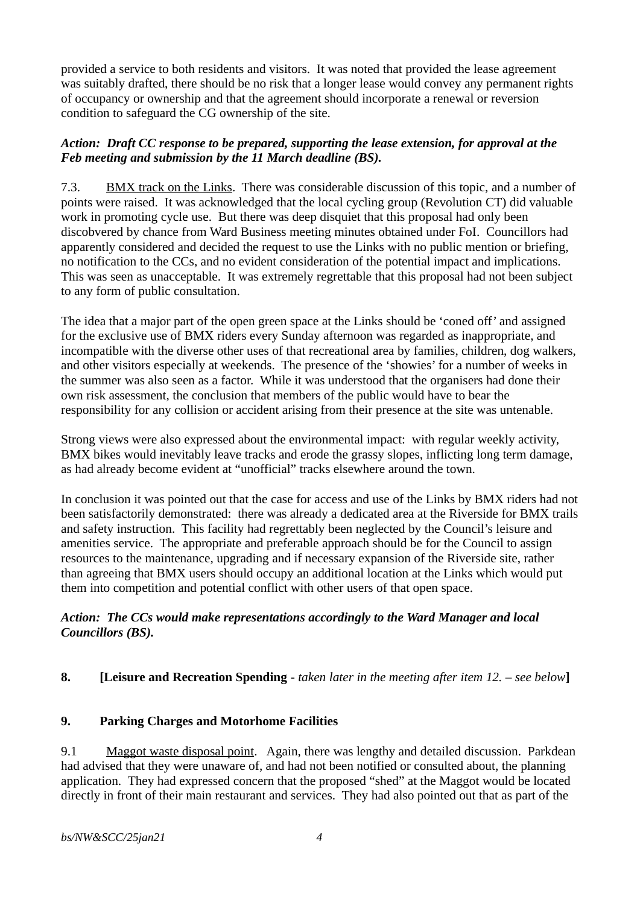provided a service to both residents and visitors. It was noted that provided the lease agreement was suitably drafted, there should be no risk that a longer lease would convey any permanent rights of occupancy or ownership and that the agreement should incorporate a renewal or reversion condition to safeguard the CG ownership of the site.

***Action: Draft CC response to be prepared, supporting the lease extension, for approval at the Feb meeting and submission by the 11 March deadline (BS).***

7.3. BMX track on the Links. There was considerable discussion of this topic, and a number of points were raised. It was acknowledged that the local cycling group (Revolution CT) did valuable work in promoting cycle use. But there was deep disquiet that this proposal had only been discobvered by chance from Ward Business meeting minutes obtained under FoI. Councillors had apparently considered and decided the request to use the Links with no public mention or briefing, no notification to the CCs, and no evident consideration of the potential impact and implications. This was seen as unacceptable. It was extremely regrettable that this proposal had not been subject to any form of public consultation.

The idea that a major part of the open green space at the Links should be 'coned off' and assigned for the exclusive use of BMX riders every Sunday afternoon was regarded as inappropriate, and incompatible with the diverse other uses of that recreational area by families, children, dog walkers, and other visitors especially at weekends. The presence of the 'showies' for a number of weeks in the summer was also seen as a factor. While it was understood that the organisers had done their own risk assessment, the conclusion that members of the public would have to bear the responsibility for any collision or accident arising from their presence at the site was untenable.

Strong views were also expressed about the environmental impact: with regular weekly activity, BMX bikes would inevitably leave tracks and erode the grassy slopes, inflicting long term damage, as had already become evident at "unofficial" tracks elsewhere around the town.

In conclusion it was pointed out that the case for access and use of the Links by BMX riders had not been satisfactorily demonstrated: there was already a dedicated area at the Riverside for BMX trails and safety instruction. This facility had regrettably been neglected by the Council's leisure and amenities service. The appropriate and preferable approach should be for the Council to assign resources to the maintenance, upgrading and if necessary expansion of the Riverside site, rather than agreeing that BMX users should occupy an additional location at the Links which would put them into competition and potential conflict with other users of that open space.

***Action: The CCs would make representations accordingly to the Ward Manager and local Councillors (BS).***

**8. [Leisure and Recreation Spending** - *taken later in the meeting after item 12. – see below***]**

**9. Parking Charges and Motorhome Facilities**

9.1 Maggot waste disposal point. Again, there was lengthy and detailed discussion. Parkdean had advised that they were unaware of, and had not been notified or consulted about, the planning application. They had expressed concern that the proposed "shed" at the Maggot would be located directly in front of their main restaurant and services. They had also pointed out that as part of the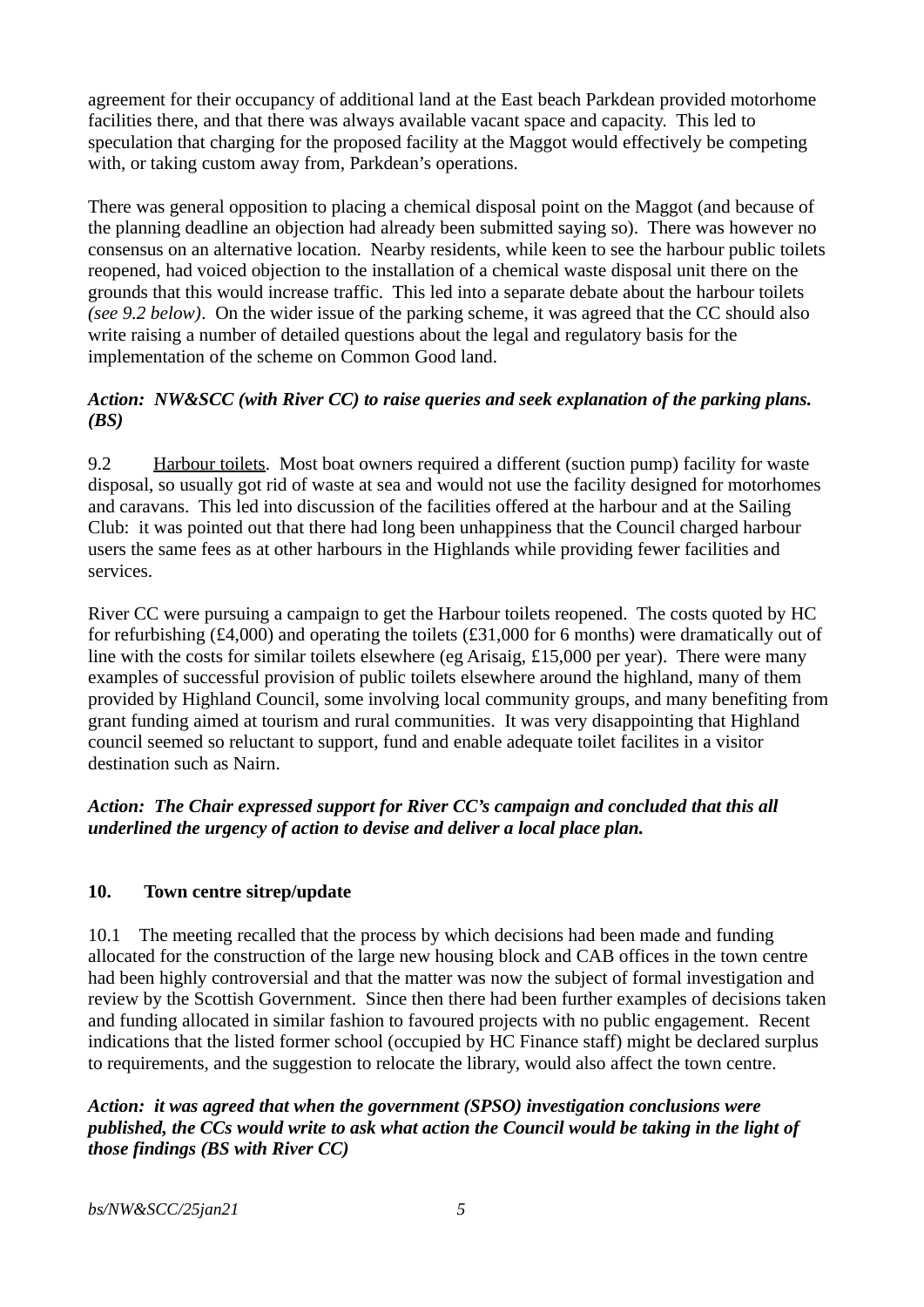agreement for their occupancy of additional land at the East beach Parkdean provided motorhome facilities there, and that there was always available vacant space and capacity. This led to speculation that charging for the proposed facility at the Maggot would effectively be competing with, or taking custom away from, Parkdean's operations.

There was general opposition to placing a chemical disposal point on the Maggot (and because of the planning deadline an objection had already been submitted saying so). There was however no consensus on an alternative location. Nearby residents, while keen to see the harbour public toilets reopened, had voiced objection to the installation of a chemical waste disposal unit there on the grounds that this would increase traffic. This led into a separate debate about the harbour toilets *(see 9.2 below)*. On the wider issue of the parking scheme, it was agreed that the CC should also write raising a number of detailed questions about the legal and regulatory basis for the implementation of the scheme on Common Good land.

***Action: NW&SCC (with River CC) to raise queries and seek explanation of the parking plans. (BS)***

9.2 Harbour toilets. Most boat owners required a different (suction pump) facility for waste disposal, so usually got rid of waste at sea and would not use the facility designed for motorhomes and caravans. This led into discussion of the facilities offered at the harbour and at the Sailing Club: it was pointed out that there had long been unhappiness that the Council charged harbour users the same fees as at other harbours in the Highlands while providing fewer facilities and services.

River CC were pursuing a campaign to get the Harbour toilets reopened. The costs quoted by HC for refurbishing (£4,000) and operating the toilets (£31,000 for 6 months) were dramatically out of line with the costs for similar toilets elsewhere (eg Arisaig, £15,000 per year). There were many examples of successful provision of public toilets elsewhere around the highland, many of them provided by Highland Council, some involving local community groups, and many benefiting from grant funding aimed at tourism and rural communities. It was very disappointing that Highland council seemed so reluctant to support, fund and enable adequate toilet facilites in a visitor destination such as Nairn.

***Action: The Chair expressed support for River CC's campaign and concluded that this all underlined the urgency of action to devise and deliver a local place plan.***

## 10. Town centre sitrep/update

10.1 The meeting recalled that the process by which decisions had been made and funding allocated for the construction of the large new housing block and CAB offices in the town centre had been highly controversial and that the matter was now the subject of formal investigation and review by the Scottish Government. Since then there had been further examples of decisions taken and funding allocated in similar fashion to favoured projects with no public engagement. Recent indications that the listed former school (occupied by HC Finance staff) might be declared surplus to requirements, and the suggestion to relocate the library, would also affect the town centre.

***Action: it was agreed that when the government (SPSO) investigation conclusions were published, the CCs would write to ask what action the Council would be taking in the light of those findings (BS with River CC)***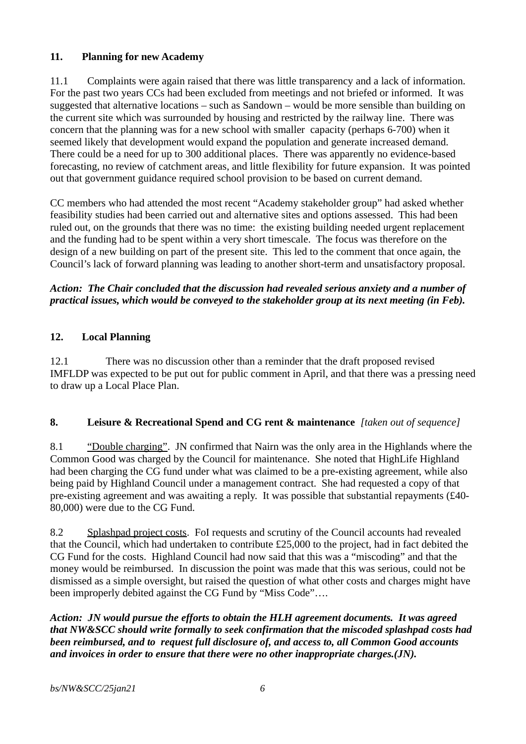## 11. Planning for new Academy

11.1 Complaints were again raised that there was little transparency and a lack of information. For the past two years CCs had been excluded from meetings and not briefed or informed. It was suggested that alternative locations – such as Sandown – would be more sensible than building on the current site which was surrounded by housing and restricted by the railway line. There was concern that the planning was for a new school with smaller capacity (perhaps 6-700) when it seemed likely that development would expand the population and generate increased demand. There could be a need for up to 300 additional places. There was apparently no evidence-based forecasting, no review of catchment areas, and little flexibility for future expansion. It was pointed out that government guidance required school provision to be based on current demand.

CC members who had attended the most recent "Academy stakeholder group" had asked whether feasibility studies had been carried out and alternative sites and options assessed. This had been ruled out, on the grounds that there was no time: the existing building needed urgent replacement and the funding had to be spent within a very short timescale. The focus was therefore on the design of a new building on part of the present site. This led to the comment that once again, the Council's lack of forward planning was leading to another short-term and unsatisfactory proposal.

***Action: The Chair concluded that the discussion had revealed serious anxiety and a number of practical issues, which would be conveyed to the stakeholder group at its next meeting (in Feb).***

## 12. Local Planning

12.1 There was no discussion other than a reminder that the draft proposed revised IMFLDP was expected to be put out for public comment in April, and that there was a pressing need to draw up a Local Place Plan.

## 8. Leisure & Recreational Spend and CG rent & maintenance *[taken out of sequence]*

8.1 "Double charging". JN confirmed that Nairn was the only area in the Highlands where the Common Good was charged by the Council for maintenance. She noted that HighLife Highland had been charging the CG fund under what was claimed to be a pre-existing agreement, while also being paid by Highland Council under a management contract. She had requested a copy of that pre-existing agreement and was awaiting a reply. It was possible that substantial repayments (£40-80,000) were due to the CG Fund.

8.2 Splashpad project costs. FoI requests and scrutiny of the Council accounts had revealed that the Council, which had undertaken to contribute £25,000 to the project, had in fact debited the CG Fund for the costs. Highland Council had now said that this was a "miscoding" and that the money would be reimbursed. In discussion the point was made that this was serious, could not be dismissed as a simple oversight, but raised the question of what other costs and charges might have been improperly debited against the CG Fund by "Miss Code"….

***Action: JN would pursue the efforts to obtain the HLH agreement documents. It was agreed that NW&SCC should write formally to seek confirmation that the miscoded splashpad costs had been reimbursed, and to request full disclosure of, and access to, all Common Good accounts and invoices in order to ensure that there were no other inappropriate charges.(JN).***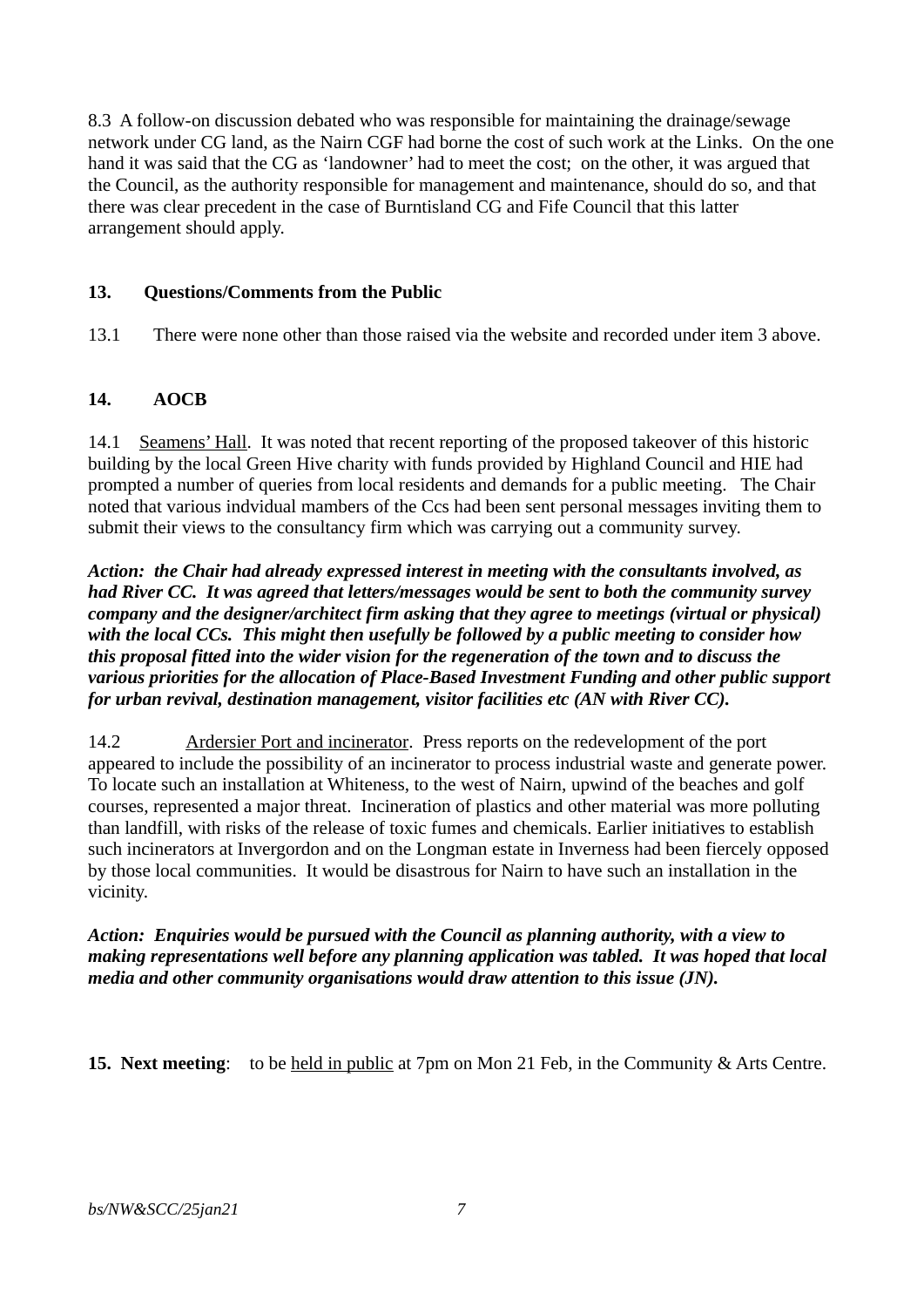8.3 A follow-on discussion debated who was responsible for maintaining the drainage/sewage network under CG land, as the Nairn CGF had borne the cost of such work at the Links. On the one hand it was said that the CG as 'landowner' had to meet the cost; on the other, it was argued that the Council, as the authority responsible for management and maintenance, should do so, and that there was clear precedent in the case of Burntisland CG and Fife Council that this latter arrangement should apply.

**13. Questions/Comments from the Public**

13.1 There were none other than those raised via the website and recorded under item 3 above.

**14. AOCB**

14.1 Seamens' Hall. It was noted that recent reporting of the proposed takeover of this historic building by the local Green Hive charity with funds provided by Highland Council and HIE had prompted a number of queries from local residents and demands for a public meeting. The Chair noted that various indvidual mambers of the Ccs had been sent personal messages inviting them to submit their views to the consultancy firm which was carrying out a community survey.

***Action: the Chair had already expressed interest in meeting with the consultants involved, as had River CC. It was agreed that letters/messages would be sent to both the community survey company and the designer/architect firm asking that they agree to meetings (virtual or physical) with the local CCs. This might then usefully be followed by a public meeting to consider how this proposal fitted into the wider vision for the regeneration of the town and to discuss the various priorities for the allocation of Place-Based Investment Funding and other public support for urban revival, destination management, visitor facilities etc (AN with River CC).***

14.2 Ardersier Port and incinerator. Press reports on the redevelopment of the port appeared to include the possibility of an incinerator to process industrial waste and generate power. To locate such an installation at Whiteness, to the west of Nairn, upwind of the beaches and golf courses, represented a major threat. Incineration of plastics and other material was more polluting than landfill, with risks of the release of toxic fumes and chemicals. Earlier initiatives to establish such incinerators at Invergordon and on the Longman estate in Inverness had been fiercely opposed by those local communities. It would be disastrous for Nairn to have such an installation in the vicinity.

***Action: Enquiries would be pursued with the Council as planning authority, with a view to making representations well before any planning application was tabled. It was hoped that local media and other community organisations would draw attention to this issue (JN).***

**15. Next meeting**: to be held in public at 7pm on Mon 21 Feb, in the Community & Arts Centre.